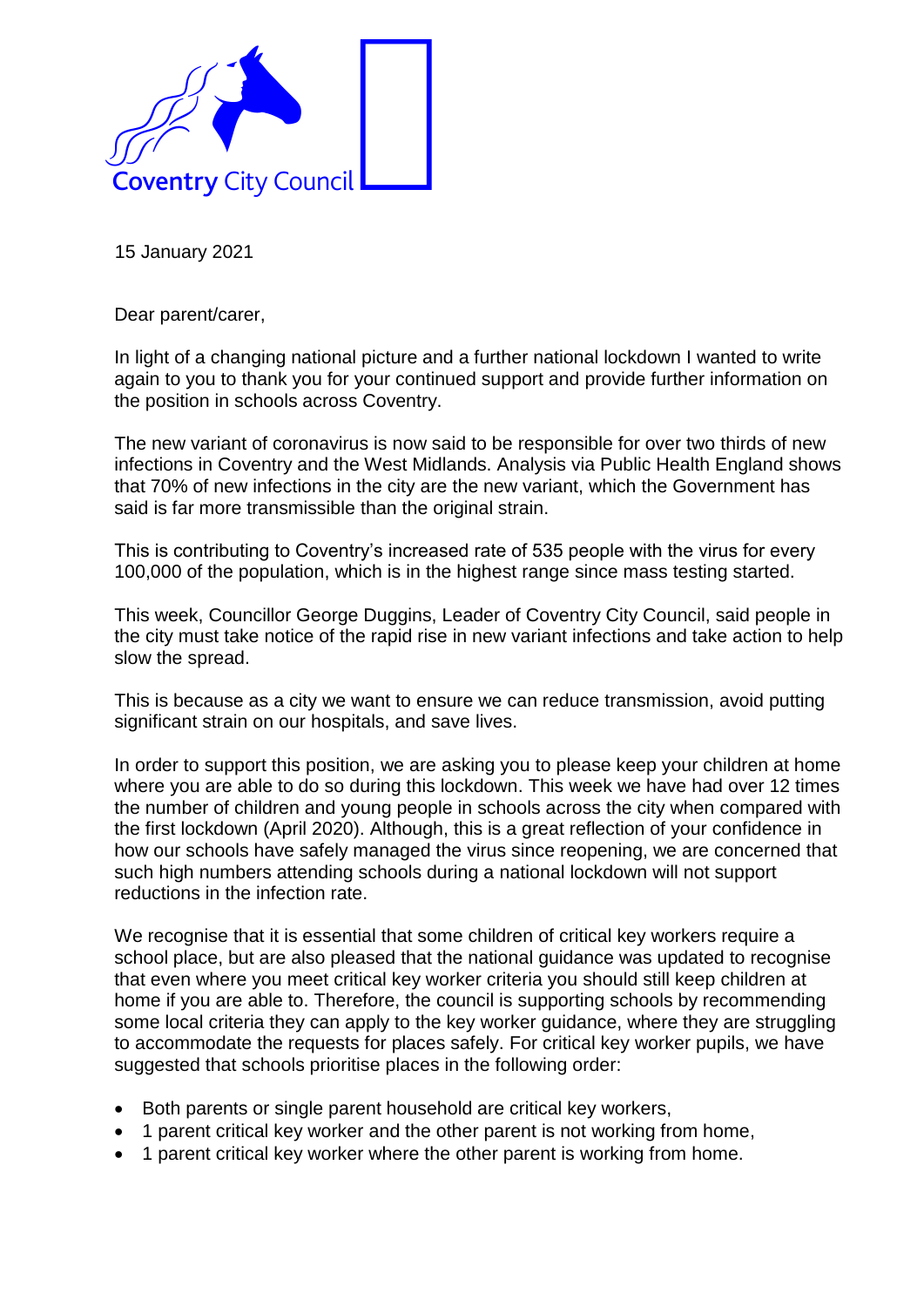Coventry City Council

15 January 2021

Dear parent/carer,

In light of a changing national picture and a further national lockdown I wanted to write again to you to thank you for your continued support and provide further information on the position in schools across Coventry.

The new variant of coronavirus is now said to be responsible for over two thirds of new infections in Coventry and the West Midlands. Analysis via Public Health England shows that 70% of new infections in the city are the new variant, which the Government has said is far more transmissible than the original strain.

This is contributing to Coventry's increased rate of 535 people with the virus for every 100,000 of the population, which is in the highest range since mass testing started.

This week, Councillor George Duggins, Leader of Coventry City Council, said people in the city must take notice of the rapid rise in new variant infections and take action to help slow the spread.

This is because as a city we want to ensure we can reduce transmission, avoid putting significant strain on our hospitals, and save lives.

In order to support this position, we are asking you to please keep your children at home where you are able to do so during this lockdown. This week we have had over 12 times the number of children and young people in schools across the city when compared with the first lockdown (April 2020). Although, this is a great reflection of your confidence in how our schools have safely managed the virus since reopening, we are concerned that such high numbers attending schools during a national lockdown will not support reductions in the infection rate.

We recognise that it is essential that some children of critical key workers require a school place, but are also pleased that the national guidance was updated to recognise that even where you meet critical key worker criteria you should still keep children at home if you are able to. Therefore, the council is supporting schools by recommending some local criteria they can apply to the key worker guidance, where they are struggling to accommodate the requests for places safely. For critical key worker pupils, we have suggested that schools prioritise places in the following order:

- Both parents or single parent household are critical key workers,
- 1 parent critical key worker and the other parent is not working from home,
- 1 parent critical key worker where the other parent is working from home.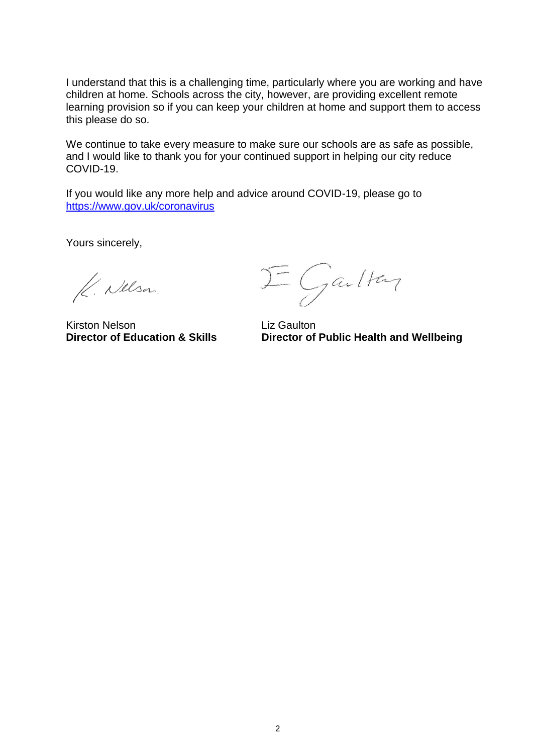I understand that this is a challenging time, particularly where you are working and have children at home. Schools across the city, however, are providing excellent remote learning provision so if you can keep your children at home and support them to access this please do so.

We continue to take every measure to make sure our schools are as safe as possible, and I would like to thank you for your continued support in helping our city reduce COVID-19.

If you would like any more help and advice around COVID-19, please go to [https://www.gov.uk/coronavirus](https://www.gov.uk/coronavirus)

Yours sincerely,

Kirston Nelson
**Director of Education & Skills**

Liz Gaulton
**Director of Public Health and Wellbeing**